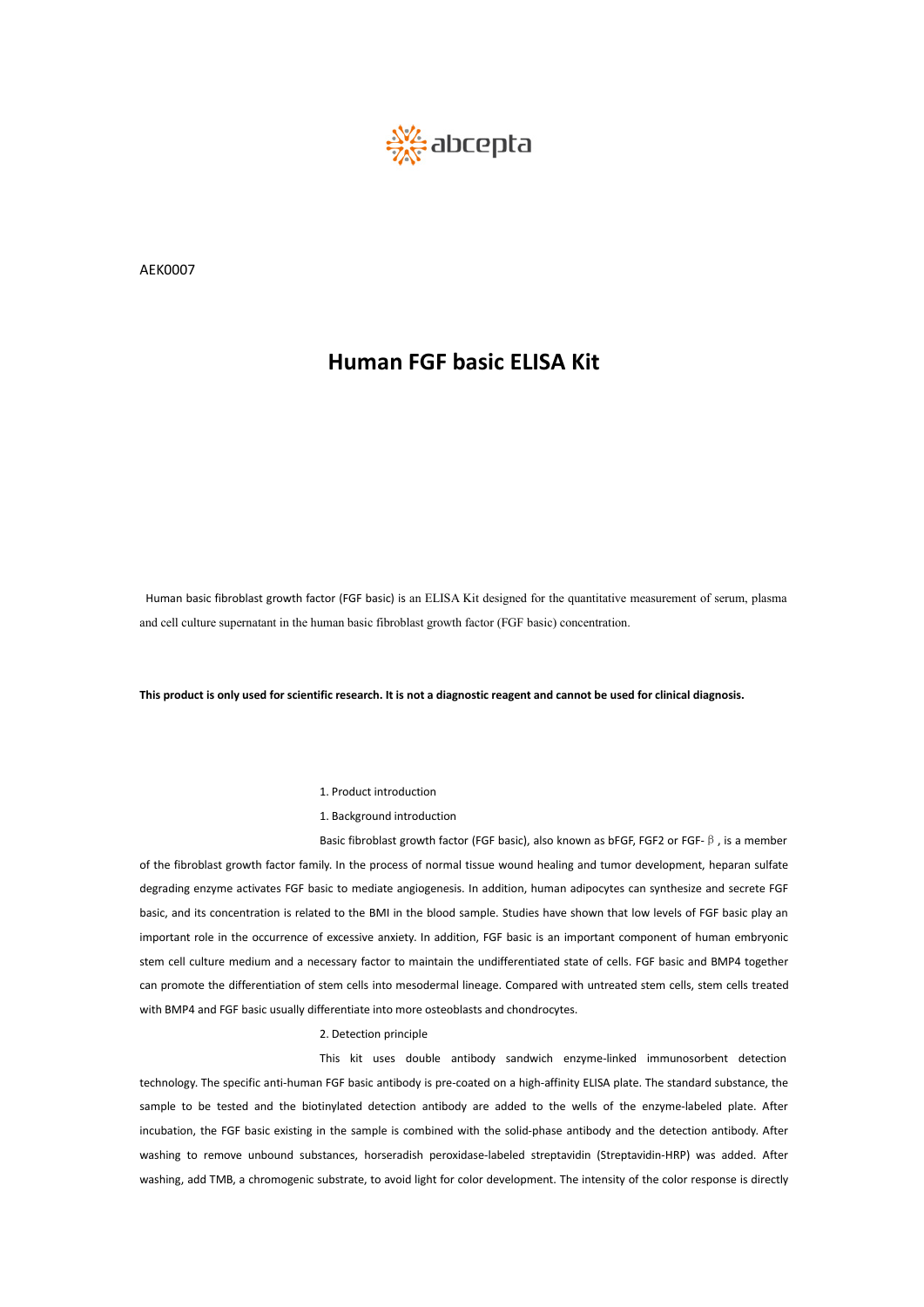abcepta

AEK0007

# Human FGF basic ELISA Kit

Human basic fibroblast growth factor (FGF basic) is an ELISA Kit designed for the quantitative measurement of serum, plasma and cell culture supernatant in the human basic fibroblast growth factor (FGF basic) concentration.

**This product is only used for scientific research. It is not a diagnostic reagent and cannot be used for clinical diagnosis.**

## 1. Product introduction

### 1. Background introduction

Basic fibroblast growth factor (FGF basic), also known as bFGF, FGF2 or FGF-β, is a member of the fibroblast growth factor family. In the process of normal tissue wound healing and tumor development, heparan sulfate degrading enzyme activates FGF basic to mediate angiogenesis. In addition, human adipocytes can synthesize and secrete FGF basic, and its concentration is related to the BMI in the blood sample. Studies have shown that low levels of FGF basic play an important role in the occurrence of excessive anxiety. In addition, FGF basic is an important component of human embryonic stem cell culture medium and a necessary factor to maintain the undifferentiated state of cells. FGF basic and BMP4 together can promote the differentiation of stem cells into mesodermal lineage. Compared with untreated stem cells, stem cells treated with BMP4 and FGF basic usually differentiate into more osteoblasts and chondrocytes.

### 2. Detection principle

This kit uses double antibody sandwich enzyme-linked immunosorbent detection technology. The specific anti-human FGF basic antibody is pre-coated on a high-affinity ELISA plate. The standard substance, the sample to be tested and the biotinylated detection antibody are added to the wells of the enzyme-labeled plate. After incubation, the FGF basic existing in the sample is combined with the solid-phase antibody and the detection antibody. After washing to remove unbound substances, horseradish peroxidase-labeled streptavidin (Streptavidin-HRP) was added. After washing, add TMB, a chromogenic substrate, to avoid light for color development. The intensity of the color response is directly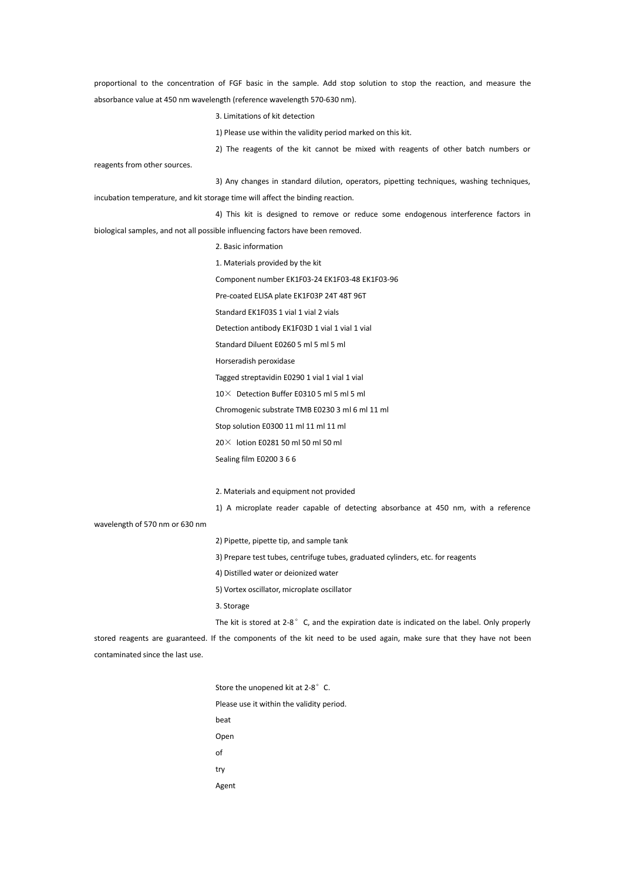proportional to the concentration of FGF basic in the sample. Add stop solution to stop the reaction, and measure the absorbance value at 450 nm wavelength (reference wavelength 570-630 nm).

3. Limitations of kit detection

1) Please use within the validity period marked on this kit.

2) The reagents of the kit cannot be mixed with reagents of other batch numbers or reagents from other sources.

3) Any changes in standard dilution, operators, pipetting techniques, washing techniques, incubation temperature, and kit storage time will affect the binding reaction.

4) This kit is designed to remove or reduce some endogenous interference factors in biological samples, and not all possible influencing factors have been removed.

2. Basic information

1. Materials provided by the kit

| Component | number | EK1F03-24 | EK1F03-48 | EK1F03-96 |
|---|---|---|---|---|
| Pre-coated ELISA plate | EK1F03P | 24T | 48T | 96T |
| Standard | EK1F03S | 1 vial | 1 vial | 2 vials |
| Detection antibody | EK1F03D | 1 vial | 1 vial | 1 vial |
| Standard Diluent | E0260 | 5 ml | 5 ml | 5 ml |
| Horseradish peroxidase Tagged streptavidin | E0290 | 1 vial | 1 vial | 1 vial |
| 10× Detection Buffer | E0310 | 5 ml | 5 ml | 5 ml |
| Chromogenic substrate TMB | E0230 | 3 ml | 6 ml | 11 ml |
| Stop solution | E0300 | 11 ml | 11 ml | 11 ml |
| 20× lotion | E0281 | 50 ml | 50 ml | 50 ml |
| Sealing film | E0200 | 3 | 6 | 6 |

2. Materials and equipment not provided

1) A microplate reader capable of detecting absorbance at 450 nm, with a reference wavelength of 570 nm or 630 nm

2) Pipette, pipette tip, and sample tank

3) Prepare test tubes, centrifuge tubes, graduated cylinders, etc. for reagents

4) Distilled water or deionized water

5) Vortex oscillator, microplate oscillator

3. Storage

The kit is stored at 2-8°C, and the expiration date is indicated on the label. Only properly stored reagents are guaranteed. If the components of the kit need to be used again, make sure that they have not been contaminated since the last use.

Store the unopened kit at 2-8°C.

Please use it within the validity period.

beat

Open

of

try

Agent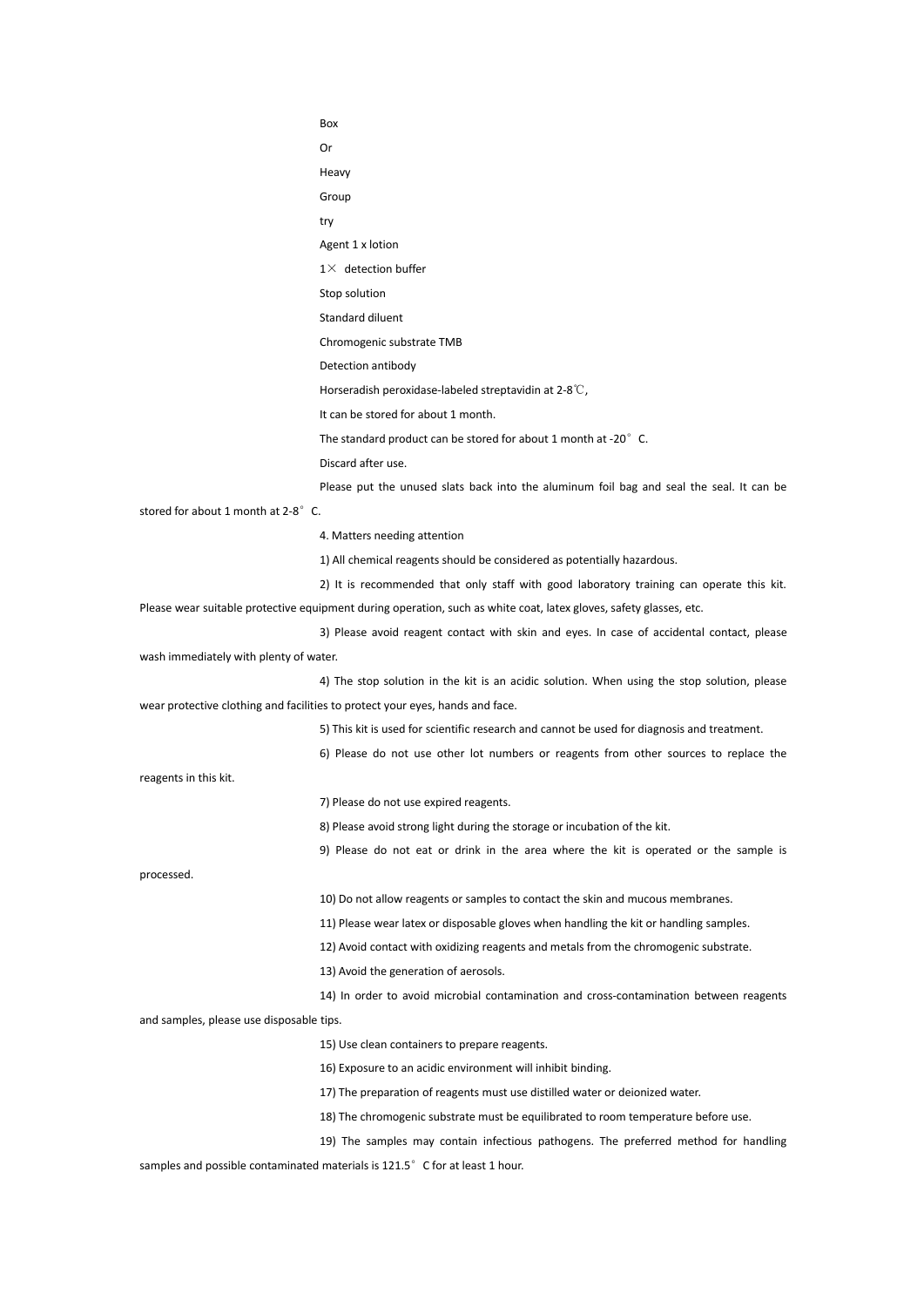Box

Or

Heavy

Group

try

Agent 1 x lotion

1× detection buffer

Stop solution

Standard diluent

Chromogenic substrate TMB

Detection antibody

Horseradish peroxidase-labeled streptavidin at 2-8℃,

It can be stored for about 1 month.

The standard product can be stored for about 1 month at -20°C.

Discard after use.

Please put the unused slats back into the aluminum foil bag and seal the seal. It can be stored for about 1 month at 2-8°C.

4. Matters needing attention

1) All chemical reagents should be considered as potentially hazardous.

2) It is recommended that only staff with good laboratory training can operate this kit. Please wear suitable protective equipment during operation, such as white coat, latex gloves, safety glasses, etc.

3) Please avoid reagent contact with skin and eyes. In case of accidental contact, please wash immediately with plenty of water.

4) The stop solution in the kit is an acidic solution. When using the stop solution, please wear protective clothing and facilities to protect your eyes, hands and face.

5) This kit is used for scientific research and cannot be used for diagnosis and treatment.

6) Please do not use other lot numbers or reagents from other sources to replace the reagents in this kit.

7) Please do not use expired reagents.

8) Please avoid strong light during the storage or incubation of the kit.

9) Please do not eat or drink in the area where the kit is operated or the sample is processed.

10) Do not allow reagents or samples to contact the skin and mucous membranes.

11) Please wear latex or disposable gloves when handling the kit or handling samples.

12) Avoid contact with oxidizing reagents and metals from the chromogenic substrate.

13) Avoid the generation of aerosols.

14) In order to avoid microbial contamination and cross-contamination between reagents and samples, please use disposable tips.

15) Use clean containers to prepare reagents.

16) Exposure to an acidic environment will inhibit binding.

17) The preparation of reagents must use distilled water or deionized water.

18) The chromogenic substrate must be equilibrated to room temperature before use.

19) The samples may contain infectious pathogens. The preferred method for handling samples and possible contaminated materials is 121.5°C for at least 1 hour.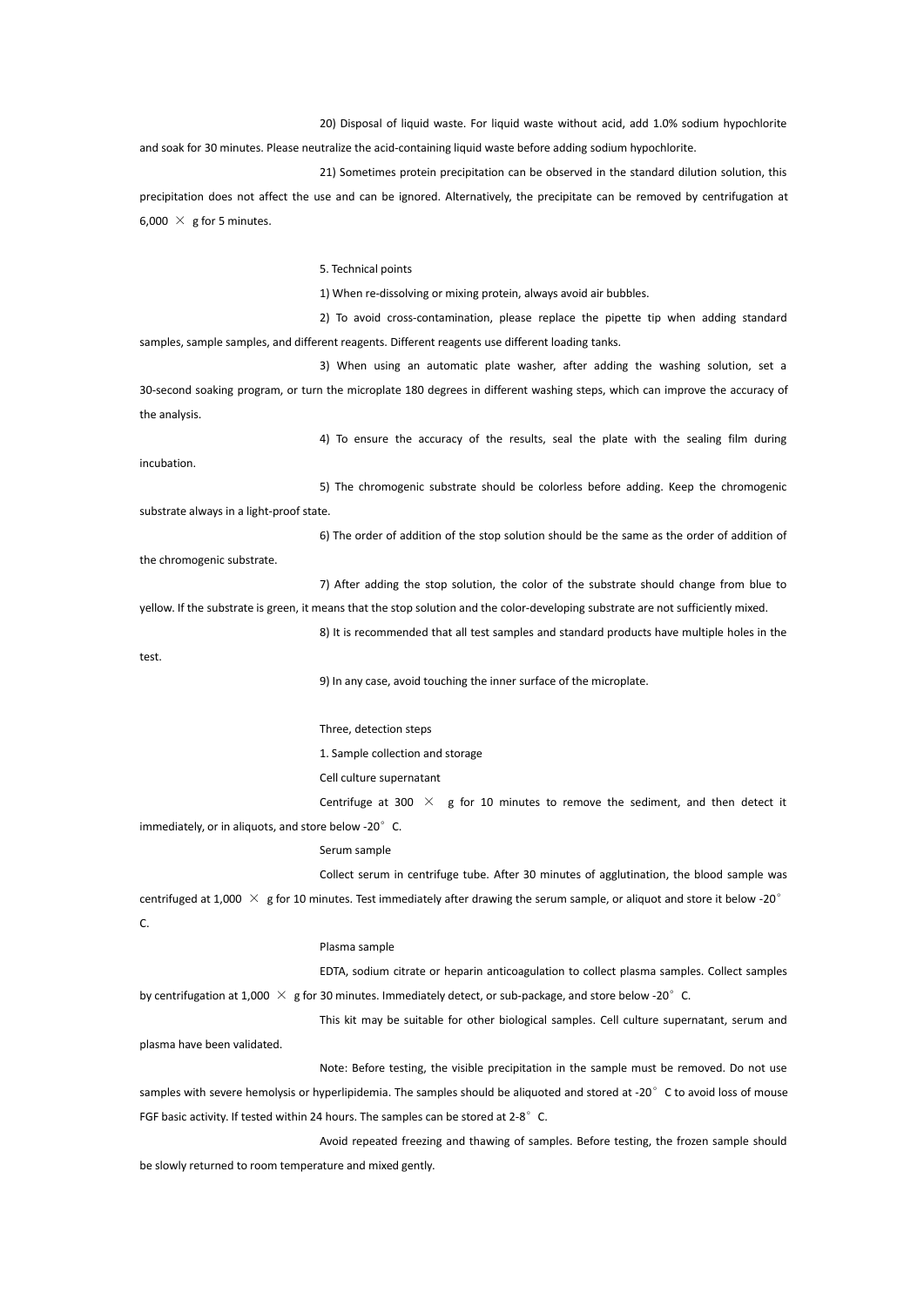20) Disposal of liquid waste. For liquid waste without acid, add 1.0% sodium hypochlorite and soak for 30 minutes. Please neutralize the acid-containing liquid waste before adding sodium hypochlorite.

21) Sometimes protein precipitation can be observed in the standard dilution solution, this precipitation does not affect the use and can be ignored. Alternatively, the precipitate can be removed by centrifugation at 6,000 × g for 5 minutes.

5. Technical points

1) When re-dissolving or mixing protein, always avoid air bubbles.

2) To avoid cross-contamination, please replace the pipette tip when adding standard samples, sample samples, and different reagents. Different reagents use different loading tanks.

3) When using an automatic plate washer, after adding the washing solution, set a 30-second soaking program, or turn the microplate 180 degrees in different washing steps, which can improve the accuracy of the analysis.

4) To ensure the accuracy of the results, seal the plate with the sealing film during incubation.

5) The chromogenic substrate should be colorless before adding. Keep the chromogenic substrate always in a light-proof state.

6) The order of addition of the stop solution should be the same as the order of addition of the chromogenic substrate.

7) After adding the stop solution, the color of the substrate should change from blue to yellow. If the substrate is green, it means that the stop solution and the color-developing substrate are not sufficiently mixed.

8) It is recommended that all test samples and standard products have multiple holes in the test.

9) In any case, avoid touching the inner surface of the microplate.

Three, detection steps

1. Sample collection and storage

Cell culture supernatant

Centrifuge at 300 × g for 10 minutes to remove the sediment, and then detect it immediately, or in aliquots, and store below -20°C.

Serum sample

Collect serum in centrifuge tube. After 30 minutes of agglutination, the blood sample was centrifuged at 1,000 × g for 10 minutes. Test immediately after drawing the serum sample, or aliquot and store it below -20°C.

Plasma sample

EDTA, sodium citrate or heparin anticoagulation to collect plasma samples. Collect samples by centrifugation at 1,000 × g for 30 minutes. Immediately detect, or sub-package, and store below -20°C.

This kit may be suitable for other biological samples. Cell culture supernatant, serum and plasma have been validated.

Note: Before testing, the visible precipitation in the sample must be removed. Do not use samples with severe hemolysis or hyperlipidemia. The samples should be aliquoted and stored at -20°C to avoid loss of mouse FGF basic activity. If tested within 24 hours. The samples can be stored at 2-8°C.

Avoid repeated freezing and thawing of samples. Before testing, the frozen sample should be slowly returned to room temperature and mixed gently.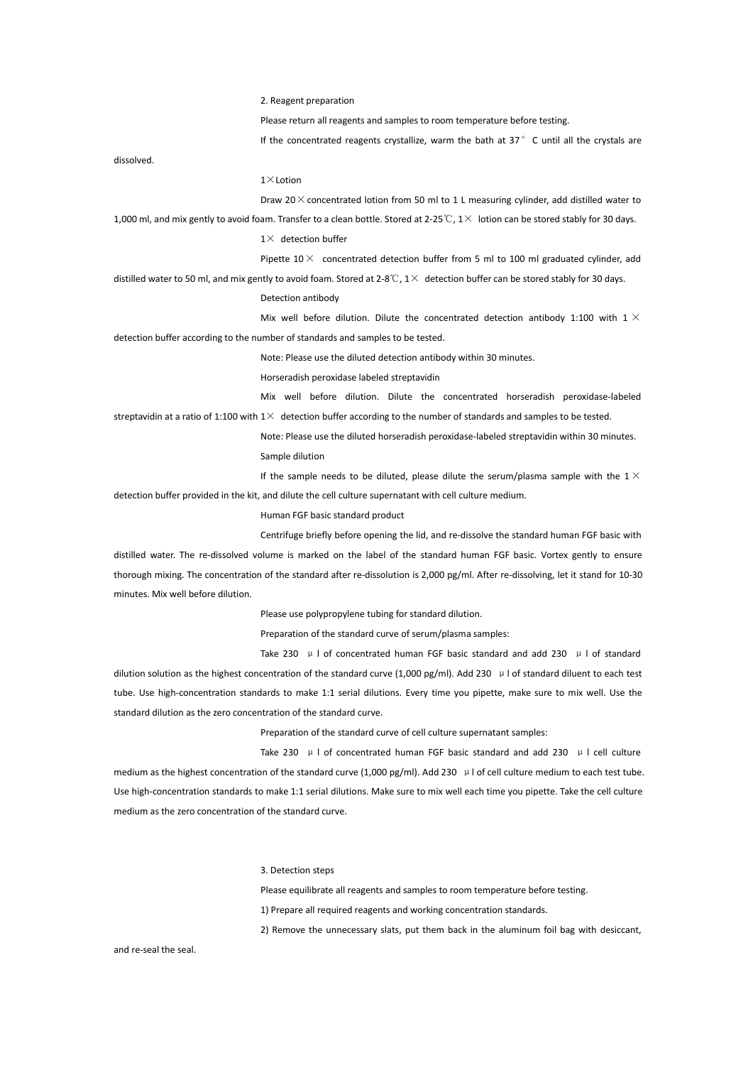2. Reagent preparation

Please return all reagents and samples to room temperature before testing.

If the concentrated reagents crystallize, warm the bath at 37° C until all the crystals are dissolved.

1×Lotion

Draw 20×concentrated lotion from 50 ml to 1 L measuring cylinder, add distilled water to 1,000 ml, and mix gently to avoid foam. Transfer to a clean bottle. Stored at 2-25℃, 1× lotion can be stored stably for 30 days.

1× detection buffer

Pipette 10× concentrated detection buffer from 5 ml to 100 ml graduated cylinder, add distilled water to 50 ml, and mix gently to avoid foam. Stored at 2-8℃, 1× detection buffer can be stored stably for 30 days.

Detection antibody

Mix well before dilution. Dilute the concentrated detection antibody 1:100 with 1× detection buffer according to the number of standards and samples to be tested.

Note: Please use the diluted detection antibody within 30 minutes.

Horseradish peroxidase labeled streptavidin

Mix well before dilution. Dilute the concentrated horseradish peroxidase-labeled streptavidin at a ratio of 1:100 with 1× detection buffer according to the number of standards and samples to be tested.

Note: Please use the diluted horseradish peroxidase-labeled streptavidin within 30 minutes.

Sample dilution

If the sample needs to be diluted, please dilute the serum/plasma sample with the 1× detection buffer provided in the kit, and dilute the cell culture supernatant with cell culture medium.

Human FGF basic standard product

Centrifuge briefly before opening the lid, and re-dissolve the standard human FGF basic with distilled water. The re-dissolved volume is marked on the label of the standard human FGF basic. Vortex gently to ensure thorough mixing. The concentration of the standard after re-dissolution is 2,000 pg/ml. After re-dissolving, let it stand for 10-30 minutes. Mix well before dilution.

Please use polypropylene tubing for standard dilution.

Preparation of the standard curve of serum/plasma samples:

Take 230 μl of concentrated human FGF basic standard and add 230 μl of standard dilution solution as the highest concentration of the standard curve (1,000 pg/ml). Add 230 μl of standard diluent to each test tube. Use high-concentration standards to make 1:1 serial dilutions. Every time you pipette, make sure to mix well. Use the standard dilution as the zero concentration of the standard curve.

Preparation of the standard curve of cell culture supernatant samples:

Take 230 μl of concentrated human FGF basic standard and add 230 μl cell culture medium as the highest concentration of the standard curve (1,000 pg/ml). Add 230 μl of cell culture medium to each test tube. Use high-concentration standards to make 1:1 serial dilutions. Make sure to mix well each time you pipette. Take the cell culture medium as the zero concentration of the standard curve.

3. Detection steps

Please equilibrate all reagents and samples to room temperature before testing.

1) Prepare all required reagents and working concentration standards.

2) Remove the unnecessary slats, put them back in the aluminum foil bag with desiccant, and re-seal the seal.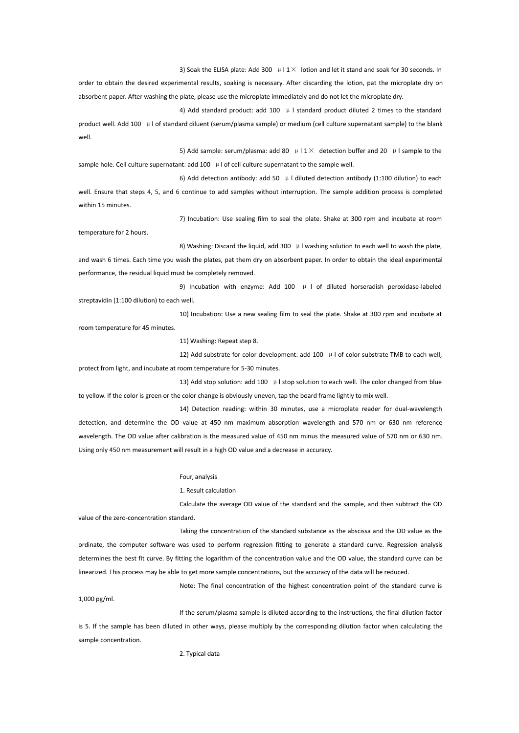3) Soak the ELISA plate: Add 300 μl 1× lotion and let it stand and soak for 30 seconds. In order to obtain the desired experimental results, soaking is necessary. After discarding the lotion, pat the microplate dry on absorbent paper. After washing the plate, please use the microplate immediately and do not let the microplate dry.

4) Add standard product: add 100 μl standard product diluted 2 times to the standard product well. Add 100 μl of standard diluent (serum/plasma sample) or medium (cell culture supernatant sample) to the blank well.

5) Add sample: serum/plasma: add 80 μl 1× detection buffer and 20 μl sample to the sample hole. Cell culture supernatant: add 100 μl of cell culture supernatant to the sample well.

6) Add detection antibody: add 50 μl diluted detection antibody (1:100 dilution) to each well. Ensure that steps 4, 5, and 6 continue to add samples without interruption. The sample addition process is completed within 15 minutes.

7) Incubation: Use sealing film to seal the plate. Shake at 300 rpm and incubate at room temperature for 2 hours.

8) Washing: Discard the liquid, add 300 μl washing solution to each well to wash the plate, and wash 6 times. Each time you wash the plates, pat them dry on absorbent paper. In order to obtain the ideal experimental performance, the residual liquid must be completely removed.

9) Incubation with enzyme: Add 100 μl of diluted horseradish peroxidase-labeled streptavidin (1:100 dilution) to each well.

10) Incubation: Use a new sealing film to seal the plate. Shake at 300 rpm and incubate at room temperature for 45 minutes.

11) Washing: Repeat step 8.

12) Add substrate for color development: add 100 μl of color substrate TMB to each well, protect from light, and incubate at room temperature for 5-30 minutes.

13) Add stop solution: add 100 μl stop solution to each well. The color changed from blue to yellow. If the color is green or the color change is obviously uneven, tap the board frame lightly to mix well.

14) Detection reading: within 30 minutes, use a microplate reader for dual-wavelength detection, and determine the OD value at 450 nm maximum absorption wavelength and 570 nm or 630 nm reference wavelength. The OD value after calibration is the measured value of 450 nm minus the measured value of 570 nm or 630 nm. Using only 450 nm measurement will result in a high OD value and a decrease in accuracy.

## Four, analysis

### 1. Result calculation

Calculate the average OD value of the standard and the sample, and then subtract the OD value of the zero-concentration standard.

Taking the concentration of the standard substance as the abscissa and the OD value as the ordinate, the computer software was used to perform regression fitting to generate a standard curve. Regression analysis determines the best fit curve. By fitting the logarithm of the concentration value and the OD value, the standard curve can be linearized. This process may be able to get more sample concentrations, but the accuracy of the data will be reduced.

Note: The final concentration of the highest concentration point of the standard curve is 1,000 pg/ml.

If the serum/plasma sample is diluted according to the instructions, the final dilution factor is 5. If the sample has been diluted in other ways, please multiply by the corresponding dilution factor when calculating the sample concentration.

### 2. Typical data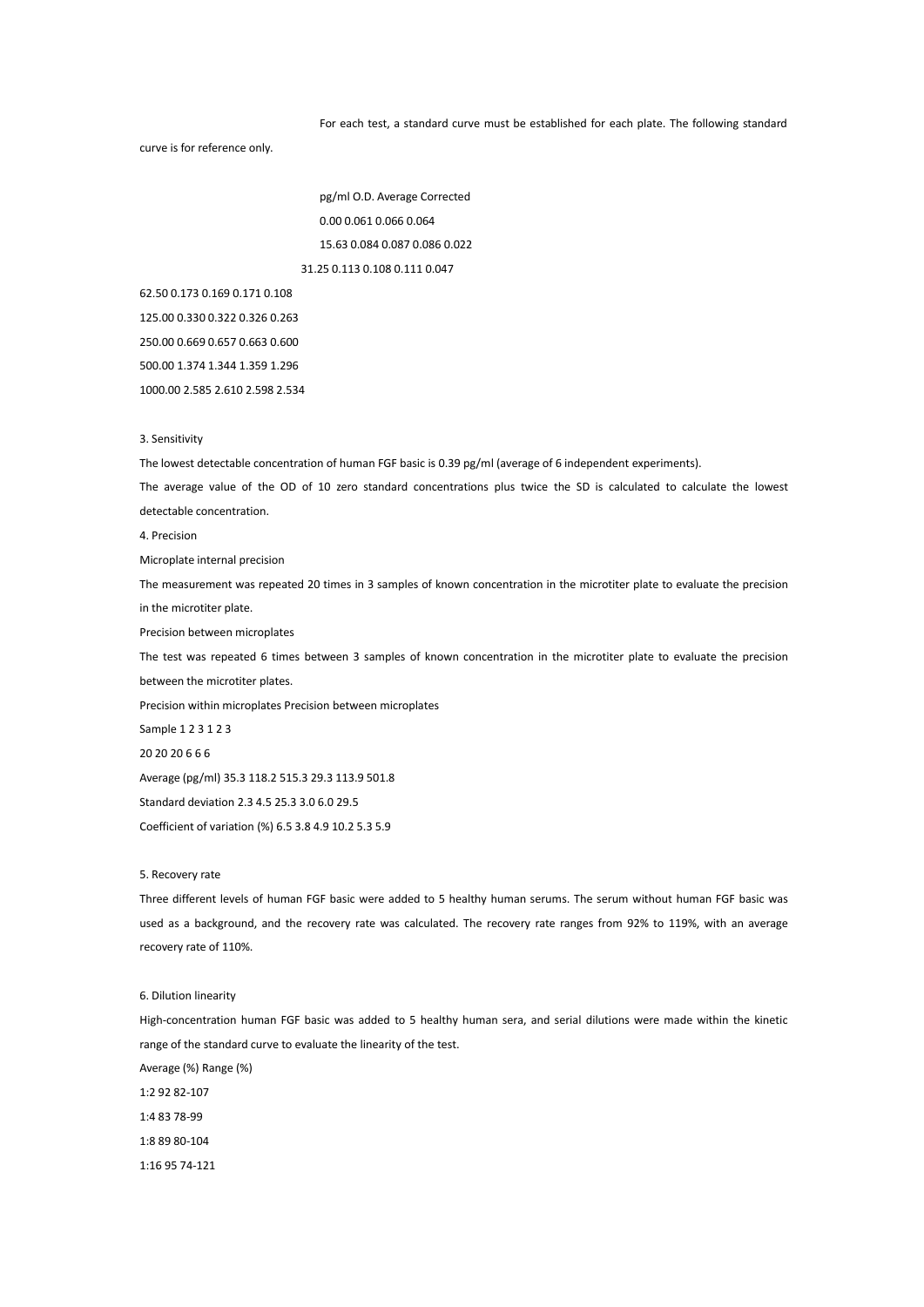For each test, a standard curve must be established for each plate. The following standard curve is for reference only.

| pg/ml | O.D. | | Average | Corrected |
|---|---|---|---|---|
| 0.00 | 0.061 | 0.066 | 0.064 | |
| 15.63 | 0.084 | 0.087 | 0.086 | 0.022 |
| 31.25 | 0.113 | 0.108 | 0.111 | 0.047 |
| 62.50 | 0.173 | 0.169 | 0.171 | 0.108 |
| 125.00 | 0.330 | 0.322 | 0.326 | 0.263 |
| 250.00 | 0.669 | 0.657 | 0.663 | 0.600 |
| 500.00 | 1.374 | 1.344 | 1.359 | 1.296 |
| 1000.00 | 2.585 | 2.610 | 2.598 | 2.534 |

3. Sensitivity

The lowest detectable concentration of human FGF basic is 0.39 pg/ml (average of 6 independent experiments).

The average value of the OD of 10 zero standard concentrations plus twice the SD is calculated to calculate the lowest detectable concentration.

4. Precision

Microplate internal precision

The measurement was repeated 20 times in 3 samples of known concentration in the microtiter plate to evaluate the precision in the microtiter plate.

Precision between microplates

The test was repeated 6 times between 3 samples of known concentration in the microtiter plate to evaluate the precision between the microtiter plates.

| | Precision within microplates | | | Precision between microplates | | |
|---|---|---|---|---|---|---|
| Sample | 1 | 2 | 3 | 1 | 2 | 3 |
| | 20 | 20 | 20 | 6 | 6 | 6 |
| Average (pg/ml) | 35.3 | 118.2 | 515.3 | 29.3 | 113.9 | 501.8 |
| Standard deviation | 2.3 | 4.5 | 25.3 | 3.0 | 6.0 | 29.5 |
| Coefficient of variation (%) | 6.5 | 3.8 | 4.9 | 10.2 | 5.3 | 5.9 |

5. Recovery rate

Three different levels of human FGF basic were added to 5 healthy human serums. The serum without human FGF basic was used as a background, and the recovery rate was calculated. The recovery rate ranges from 92% to 119%, with an average recovery rate of 110%.

6. Dilution linearity

High-concentration human FGF basic was added to 5 healthy human sera, and serial dilutions were made within the kinetic range of the standard curve to evaluate the linearity of the test.

| | Average (%) | Range (%) |
|---|---|---|
| 1:2 | 92 | 82-107 |
| 1:4 | 83 | 78-99 |
| 1:8 | 89 | 80-104 |
| 1:16 | 95 | 74-121 |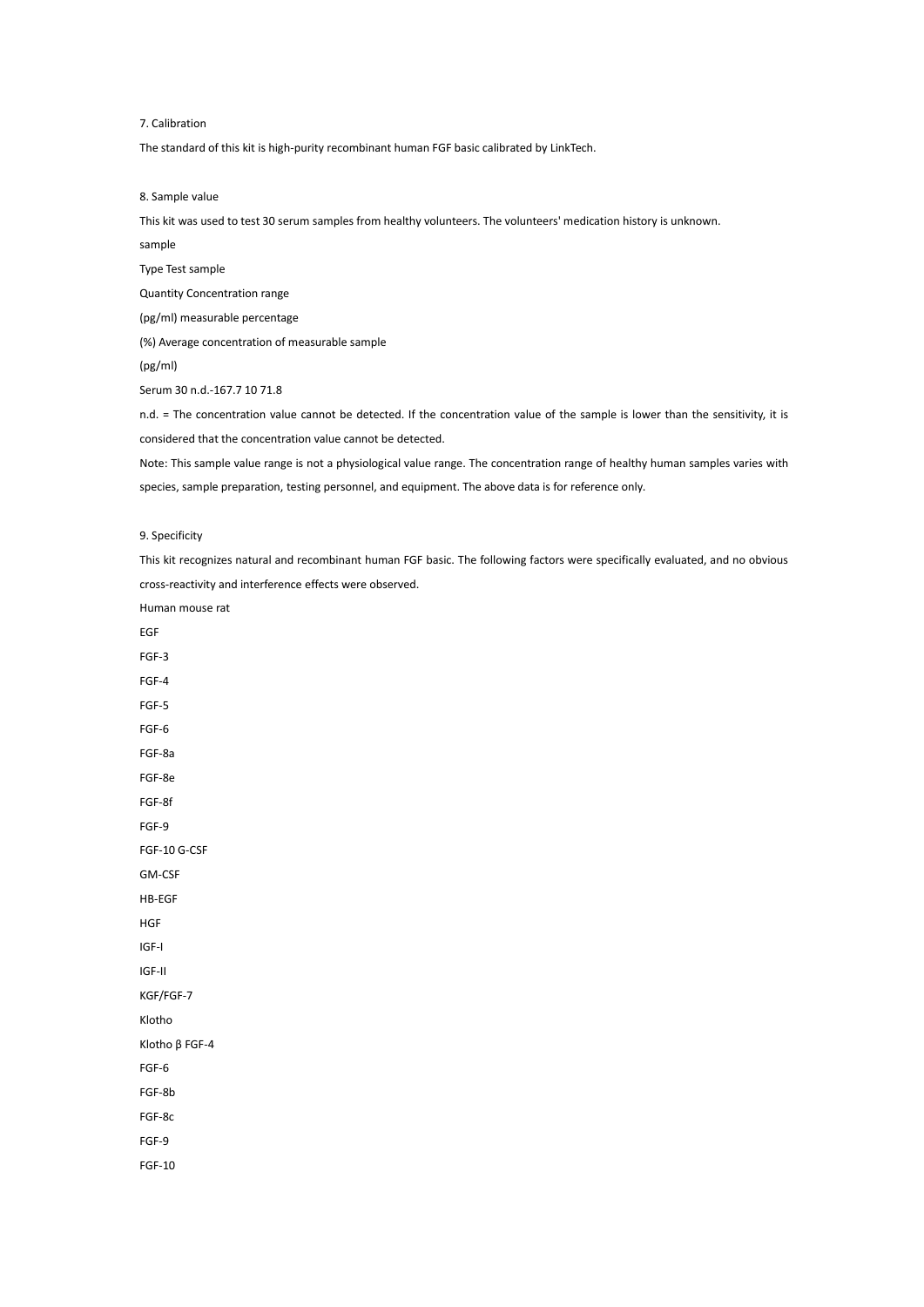7. Calibration

The standard of this kit is high-purity recombinant human FGF basic calibrated by LinkTech.

8. Sample value

This kit was used to test 30 serum samples from healthy volunteers. The volunteers' medication history is unknown.

sample

Type Test sample

Quantity Concentration range

(pg/ml) measurable percentage

(%) Average concentration of measurable sample

(pg/ml)

Serum 30 n.d.-167.7 10 71.8

n.d. = The concentration value cannot be detected. If the concentration value of the sample is lower than the sensitivity, it is considered that the concentration value cannot be detected.

Note: This sample value range is not a physiological value range. The concentration range of healthy human samples varies with species, sample preparation, testing personnel, and equipment. The above data is for reference only.

9. Specificity

This kit recognizes natural and recombinant human FGF basic. The following factors were specifically evaluated, and no obvious cross-reactivity and interference effects were observed.

Human mouse rat

EGF

FGF-3

FGF-4

FGF-5

FGF-6

FGF-8a

FGF-8e

FGF-8f

FGF-9

FGF-10 G-CSF

GM-CSF

HB-EGF

HGF

IGF-I

IGF-II

KGF/FGF-7

Klotho

Klotho β FGF-4

FGF-6

FGF-8b

FGF-8c

FGF-9

FGF-10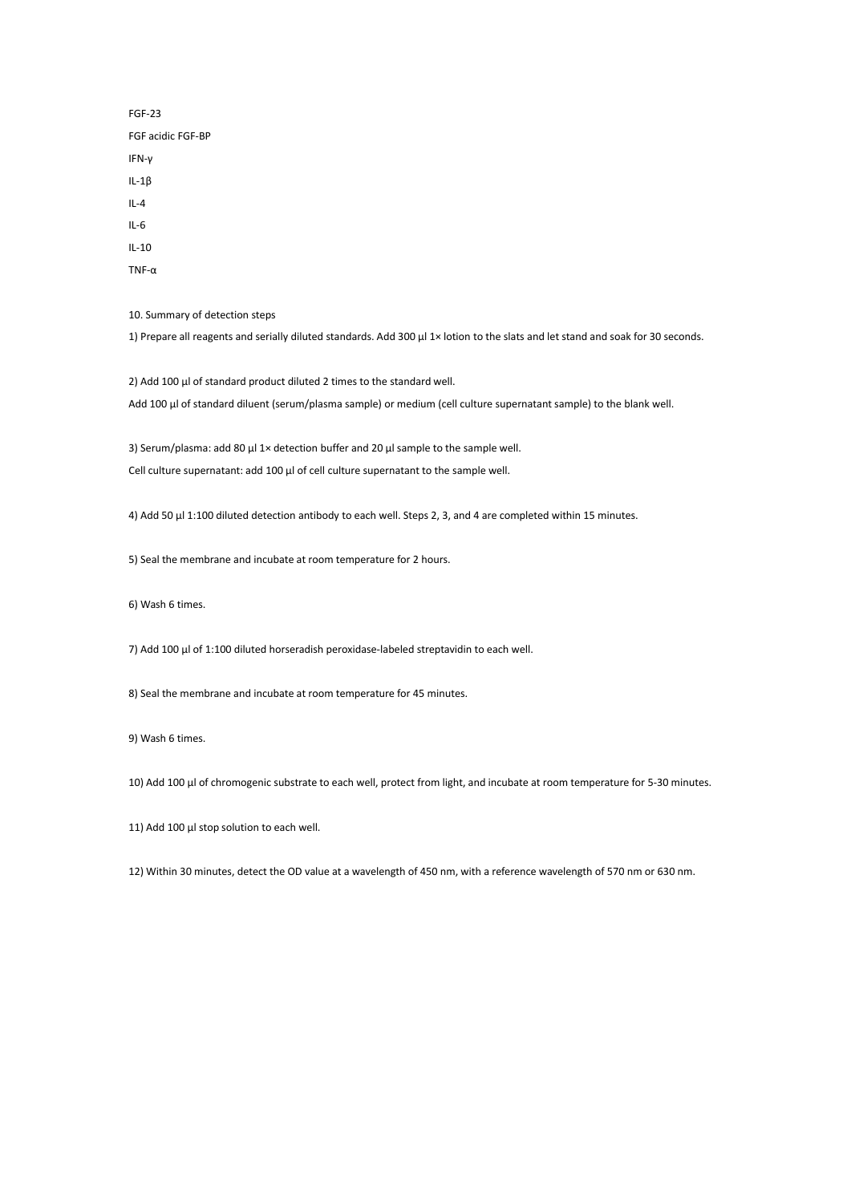FGF-23

FGF acidic FGF-BP

IFN-γ

IL-1β

IL-4

IL-6

IL-10

TNF-α

10. Summary of detection steps

1) Prepare all reagents and serially diluted standards. Add 300 μl 1× lotion to the slats and let stand and soak for 30 seconds.

2) Add 100 μl of standard product diluted 2 times to the standard well.

Add 100 μl of standard diluent (serum/plasma sample) or medium (cell culture supernatant sample) to the blank well.

3) Serum/plasma: add 80 μl 1× detection buffer and 20 μl sample to the sample well.

Cell culture supernatant: add 100 μl of cell culture supernatant to the sample well.

4) Add 50 μl 1:100 diluted detection antibody to each well. Steps 2, 3, and 4 are completed within 15 minutes.

5) Seal the membrane and incubate at room temperature for 2 hours.

6) Wash 6 times.

7) Add 100 μl of 1:100 diluted horseradish peroxidase-labeled streptavidin to each well.

8) Seal the membrane and incubate at room temperature for 45 minutes.

9) Wash 6 times.

10) Add 100 μl of chromogenic substrate to each well, protect from light, and incubate at room temperature for 5-30 minutes.

11) Add 100 μl stop solution to each well.

12) Within 30 minutes, detect the OD value at a wavelength of 450 nm, with a reference wavelength of 570 nm or 630 nm.